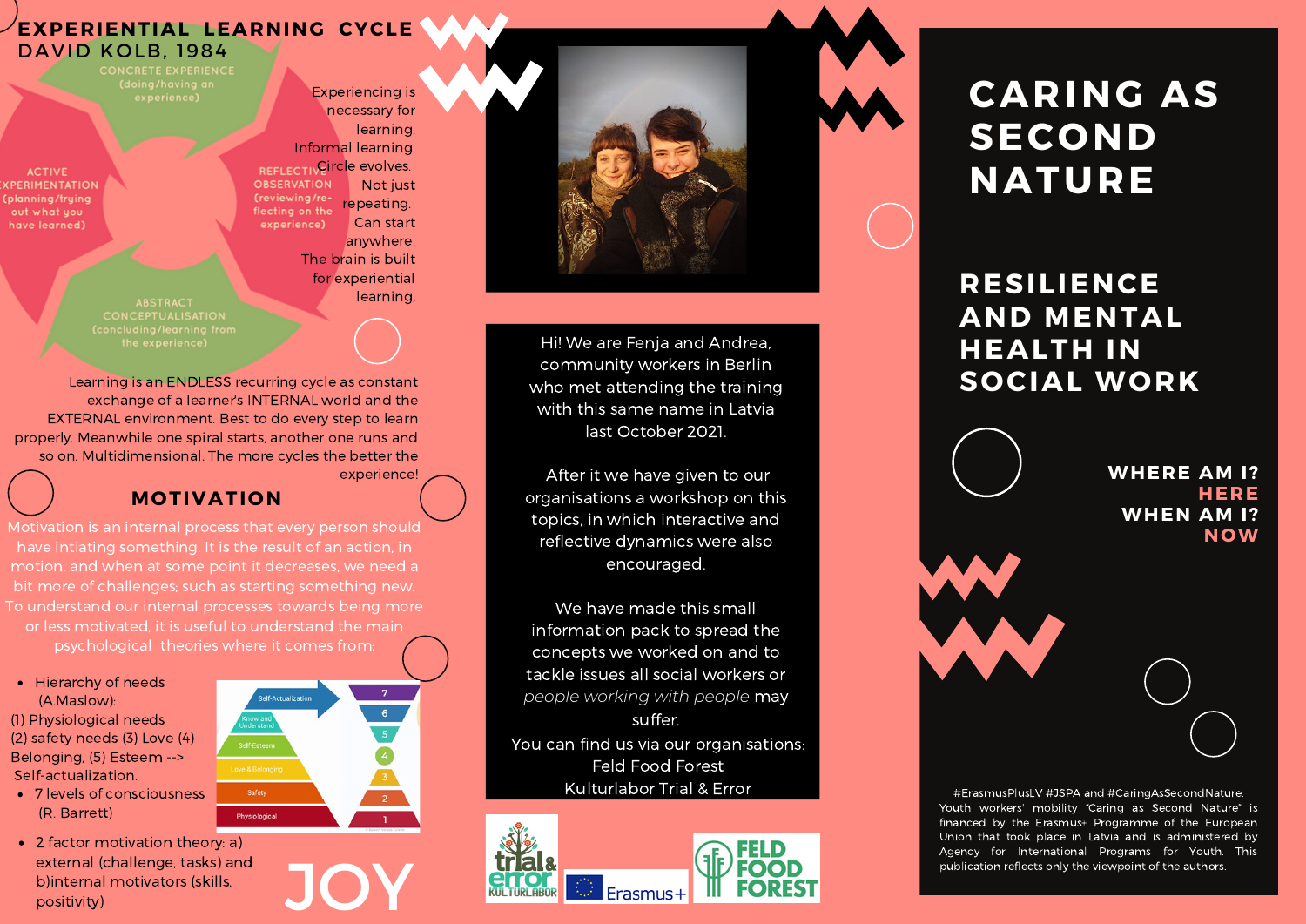## EXPERIENTIAL LEARNING CYCLE
DAVID KOLB, 1984

CONCRETE EXPERIENCE (doing/having an experience)

REFLECTIVE OBSERVATION (reviewing/re-flecting on the experience)

ABSTRACT CONCEPTUALISATION (concluding/learning from the experience)

ACTIVE EXPERIMENTATION (planning/trying out what you have learned)

Experiencing is necessary for learning. Informal learning. Circle evolves. Not just repeating. Can start anywhere. The brain is built for experiential learning.

Learning is an ENDLESS recurring cycle as constant exchange of a learner's INTERNAL world and the EXTERNAL environment. Best to do every step to learn properly. Meanwhile one spiral starts, another one runs and so on. Multidimensional. The more cycles the better the experience!

## MOTIVATION

Motivation is an internal process that every person should have intiating something. It is the result of an action, in motion, and when at some point it decreases, we need a bit more of challenges; such as starting something new. To understand our internal processes towards being more or less motivated, it is useful to understand the main psychological theories where it comes from:

- Hierarchy of needs (A.Maslow):
(1) Physiological needs (2) safety needs (3) Love (4) Belonging, (5) Esteem --> Self-actualization.
- 7 levels of consciousness (R. Barrett)
- 2 factor motivation theory: a) external (challenge, tasks) and b)internal motivators (skills, positivity)

Self-Actualization, Know and Understand, Self-Esteem, Love & Belonging, Safety, Physiological — 7, 6, 5, 4, 3, 2, 1

JOY

Hi! We are Fenja and Andrea, community workers in Berlin who met attending the training with this same name in Latvia last October 2021.

After it we have given to our organisations a workshop on this topics, in which interactive and reflective dynamics were also encouraged.

We have made this small information pack to spread the concepts we worked on and to tackle issues all social workers or *people working with people* may suffer.

You can find us via our organisations:
Feld Food Forest
Kulturlabor Trial & Error

trial & error KULTURLABOR — Erasmus+ — FELD FOOD FOREST

# CARING AS SECOND NATURE

## RESILIENCE AND MENTAL HEALTH IN SOCIAL WORK

**WHERE AM I?**
**HERE**
**WHEN AM I?**
**NOW**

#ErasmusPlusLV #JSPA and #CaringAsSecondNature. Youth workers' mobility "Caring as Second Nature" is financed by the Erasmus+ Programme of the European Union that took place in Latvia and is administered by Agency for International Programs for Youth. This publication reflects only the viewpoint of the authors.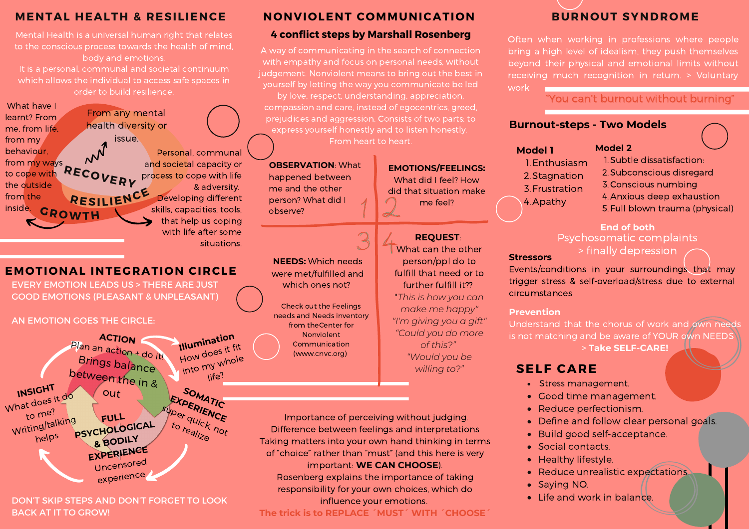## MENTAL HEALTH & RESILIENCE

Mental Health is a universal human right that relates to the conscious process towards the health of mind, body and emotions.
It is a personal, communal and societal continuum which allows the individual to access safe spaces in order to build resilience.

What have I learnt? From me, from life, from my behaviour, from my ways to cope with the outside from the inside.

From any mental health diversity or issue.

RECOVERY
RESILIENCE
GROWTH

Personal, communal and societal capacity or process to cope with life & adversity.
Developing different skills, capacities, tools, that help us coping with life after some situations.

## EMOTIONAL INTEGRATION CIRCLE

EVERY EMOTION LEADS US > THERE ARE JUST GOOD EMOTIONS (PLEASANT & UNPLEASANT)

AN EMOTION GOES THE CIRCLE:

**ACTION**
Plan an action + do it!

**Illumination**
How does it fit into my whole life?

**SOMATIC EXPERIENCE**
super quick, not to realize

**FULL PSYCHOLOGICAL & BODILY EXPERIENCE**
Uncensored experience

**INSIGHT**
What does it do to me?
Writing/talking helps

Brings balance between the in & out

DON'T SKIP STEPS AND DON'T FORGET TO LOOK BACK AT IT TO GROW!

## NONVIOLENT COMMUNICATION

### 4 conflict steps by Marshall Rosenberg

A way of communicating in the search of connection with empathy and focus on personal needs, without judgement. Nonviolent means to bring out the best in yourself by letting the way you communicate be led by love, respect, understanding, appreciation, compassion and care, instead of egocentrics, greed, prejudices and aggression. Consists of two parts: to express yourself honestly and to listen honestly.
From heart to heart.

1 **OBSERVATION**: What happened between me and the other person? What did I observe?

2 **EMOTIONS/FEELINGS:** What did I feel? How did that situation make me feel?

3 **NEEDS:** Which needs were met/fulfilled and which ones not?

Check out the Feelings needs and Needs inventory from theCenter for Nonviolent Communication (www.cnvc.org)

4 **REQUEST**: What can the other person/ppl do to fulfill that need or to further fulfill it??
*"This is how you can make me happy"*
*"I'm giving you a gift"*
*"Could you do more of this?"*
*"Would you be willing to?"*

Importance of perceiving without judging.
Difference between feelings and interpretations
Taking matters into your own hand thinking in terms of "choice" rather than "must" (and this here is very important: **WE CAN CHOOSE**).
Rosenberg explains the importance of taking responsibility for your own choices, which do influence your emotions.
**The trick is to REPLACE ´MUST´ WITH ´CHOOSE´**

## BURNOUT SYNDROME

Often when working in professions where people bring a high level of idealism, they push themselves beyond their physical and emotional limits without receiving much recognition in return. > Voluntary work

"You can't burnout without burning"

### Burnout-steps - Two Models

**Model 1**
1. Enthusiasm
2. Stagnation
3. Frustration
4. Apathy

**Model 2**
1. Subtle dissatisfaction:
2. Subconscious disregard
3. Conscious numbing
4. Anxious deep exhaustion
5. Full blown trauma (physical)

**End of both**
Psychosomatic complaints
> finally depression

**Stressors**
Events/conditions in your surroundings that may trigger stress & self-overload/stress due to external circumstances

**Prevention**
Understand that the chorus of work and own needs is not matching and be aware of YOUR own NEEDS
> **Take SELF-CARE!**

## SELF CARE

- Stress management.
- Good time management.
- Reduce perfectionism.
- Define and follow clear personal goals.
- Build good self-acceptance.
- Social contacts.
- Healthy lifestyle.
- Reduce unrealistic expectations.
- Saying NO.
- Life and work in balance.